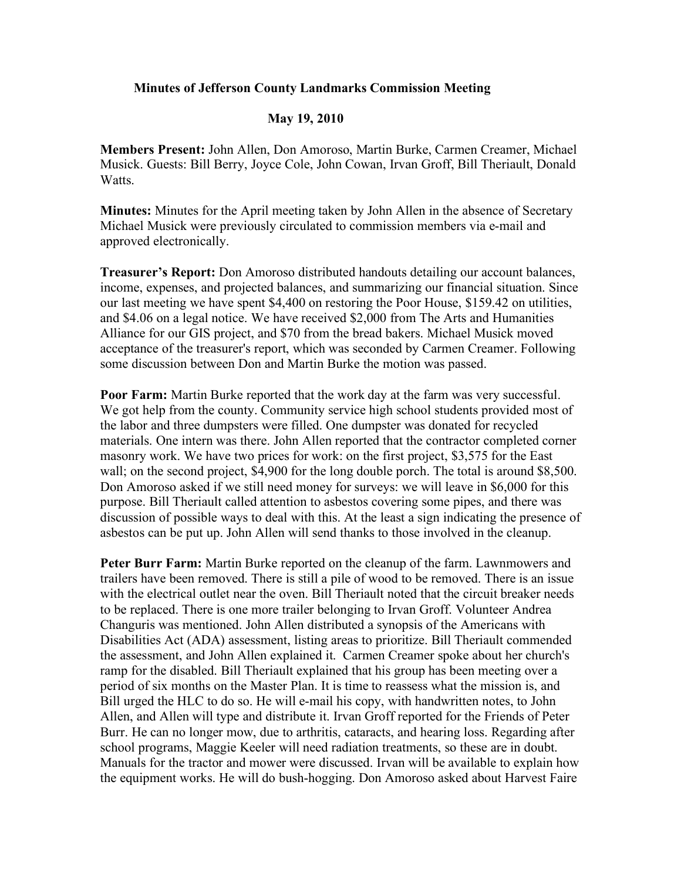**Minutes of Jefferson County Landmarks Commission Meeting**

**May 19, 2010**

**Members Present:** John Allen, Don Amoroso, Martin Burke, Carmen Creamer, Michael Musick. Guests: Bill Berry, Joyce Cole, John Cowan, Irvan Groff, Bill Theriault, Donald Watts.

**Minutes:** Minutes for the April meeting taken by John Allen in the absence of Secretary Michael Musick were previously circulated to commission members via e-mail and approved electronically.

**Treasurer's Report:** Don Amoroso distributed handouts detailing our account balances, income, expenses, and projected balances, and summarizing our financial situation. Since our last meeting we have spent $4,400 on restoring the Poor House, $159.42 on utilities, and $4.06 on a legal notice. We have received $2,000 from The Arts and Humanities Alliance for our GIS project, and $70 from the bread bakers. Michael Musick moved acceptance of the treasurer's report, which was seconded by Carmen Creamer. Following some discussion between Don and Martin Burke the motion was passed.

**Poor Farm:** Martin Burke reported that the work day at the farm was very successful. We got help from the county. Community service high school students provided most of the labor and three dumpsters were filled. One dumpster was donated for recycled materials. One intern was there. John Allen reported that the contractor completed corner masonry work. We have two prices for work: on the first project, $3,575 for the East wall; on the second project, $4,900 for the long double porch. The total is around $8,500. Don Amoroso asked if we still need money for surveys: we will leave in $6,000 for this purpose. Bill Theriault called attention to asbestos covering some pipes, and there was discussion of possible ways to deal with this. At the least a sign indicating the presence of asbestos can be put up. John Allen will send thanks to those involved in the cleanup.

**Peter Burr Farm:** Martin Burke reported on the cleanup of the farm. Lawnmowers and trailers have been removed. There is still a pile of wood to be removed. There is an issue with the electrical outlet near the oven. Bill Theriault noted that the circuit breaker needs to be replaced. There is one more trailer belonging to Irvan Groff. Volunteer Andrea Changuris was mentioned. John Allen distributed a synopsis of the Americans with Disabilities Act (ADA) assessment, listing areas to prioritize. Bill Theriault commended the assessment, and John Allen explained it. Carmen Creamer spoke about her church's ramp for the disabled. Bill Theriault explained that his group has been meeting over a period of six months on the Master Plan. It is time to reassess what the mission is, and Bill urged the HLC to do so. He will e-mail his copy, with handwritten notes, to John Allen, and Allen will type and distribute it. Irvan Groff reported for the Friends of Peter Burr. He can no longer mow, due to arthritis, cataracts, and hearing loss. Regarding after school programs, Maggie Keeler will need radiation treatments, so these are in doubt. Manuals for the tractor and mower were discussed. Irvan will be available to explain how the equipment works. He will do bush-hogging. Don Amoroso asked about Harvest Faire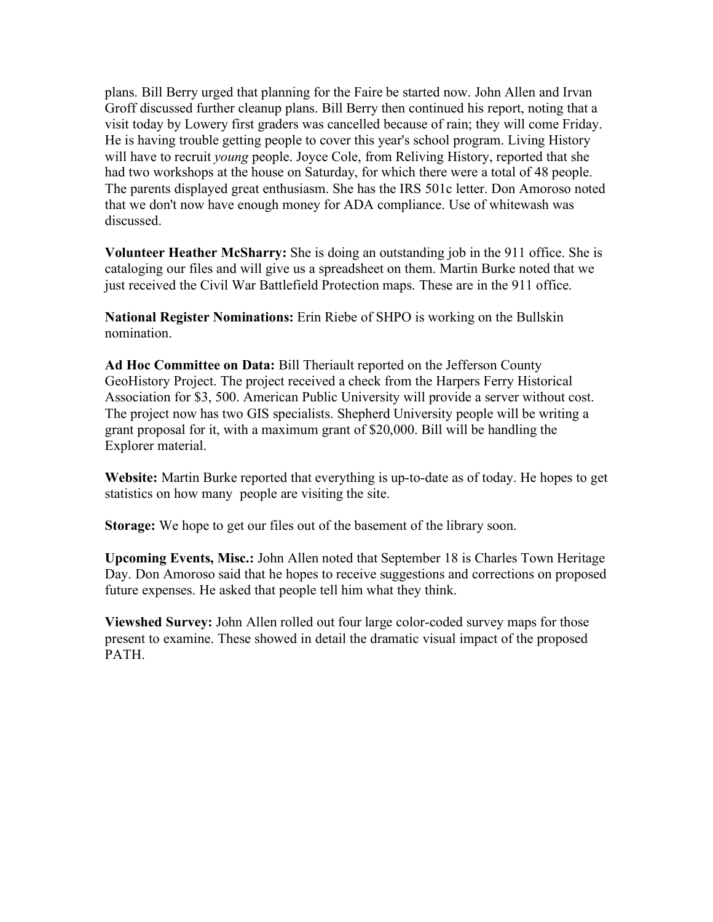plans. Bill Berry urged that planning for the Faire be started now. John Allen and Irvan Groff discussed further cleanup plans. Bill Berry then continued his report, noting that a visit today by Lowery first graders was cancelled because of rain; they will come Friday. He is having trouble getting people to cover this year's school program. Living History will have to recruit *young* people. Joyce Cole, from Reliving History, reported that she had two workshops at the house on Saturday, for which there were a total of 48 people. The parents displayed great enthusiasm. She has the IRS 501c letter. Don Amoroso noted that we don't now have enough money for ADA compliance. Use of whitewash was discussed.

**Volunteer Heather McSharry:** She is doing an outstanding job in the 911 office. She is cataloging our files and will give us a spreadsheet on them. Martin Burke noted that we just received the Civil War Battlefield Protection maps. These are in the 911 office.

**National Register Nominations:** Erin Riebe of SHPO is working on the Bullskin nomination.

**Ad Hoc Committee on Data:** Bill Theriault reported on the Jefferson County GeoHistory Project. The project received a check from the Harpers Ferry Historical Association for $3, 500. American Public University will provide a server without cost. The project now has two GIS specialists. Shepherd University people will be writing a grant proposal for it, with a maximum grant of $20,000. Bill will be handling the Explorer material.

**Website:** Martin Burke reported that everything is up-to-date as of today. He hopes to get statistics on how many people are visiting the site.

**Storage:** We hope to get our files out of the basement of the library soon.

**Upcoming Events, Misc.:** John Allen noted that September 18 is Charles Town Heritage Day. Don Amoroso said that he hopes to receive suggestions and corrections on proposed future expenses. He asked that people tell him what they think.

**Viewshed Survey:** John Allen rolled out four large color-coded survey maps for those present to examine. These showed in detail the dramatic visual impact of the proposed PATH.